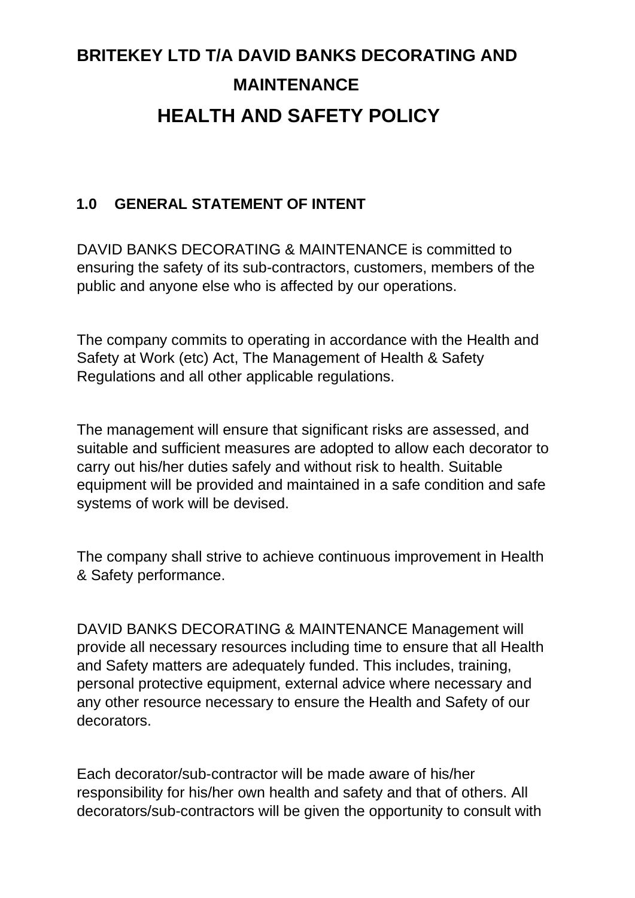# BRITEKEY LTD T/A DAVID BANKS DECORATING AND MAINTENANCE

# HEALTH AND SAFETY POLICY

## 1.0 GENERAL STATEMENT OF INTENT

DAVID BANKS DECORATING & MAINTENANCE is committed to ensuring the safety of its sub-contractors, customers, members of the public and anyone else who is affected by our operations.

The company commits to operating in accordance with the Health and Safety at Work (etc) Act, The Management of Health & Safety Regulations and all other applicable regulations.

The management will ensure that significant risks are assessed, and suitable and sufficient measures are adopted to allow each decorator to carry out his/her duties safely and without risk to health. Suitable equipment will be provided and maintained in a safe condition and safe systems of work will be devised.

The company shall strive to achieve continuous improvement in Health & Safety performance.

DAVID BANKS DECORATING & MAINTENANCE Management will provide all necessary resources including time to ensure that all Health and Safety matters are adequately funded. This includes, training, personal protective equipment, external advice where necessary and any other resource necessary to ensure the Health and Safety of our decorators.

Each decorator/sub-contractor will be made aware of his/her responsibility for his/her own health and safety and that of others. All decorators/sub-contractors will be given the opportunity to consult with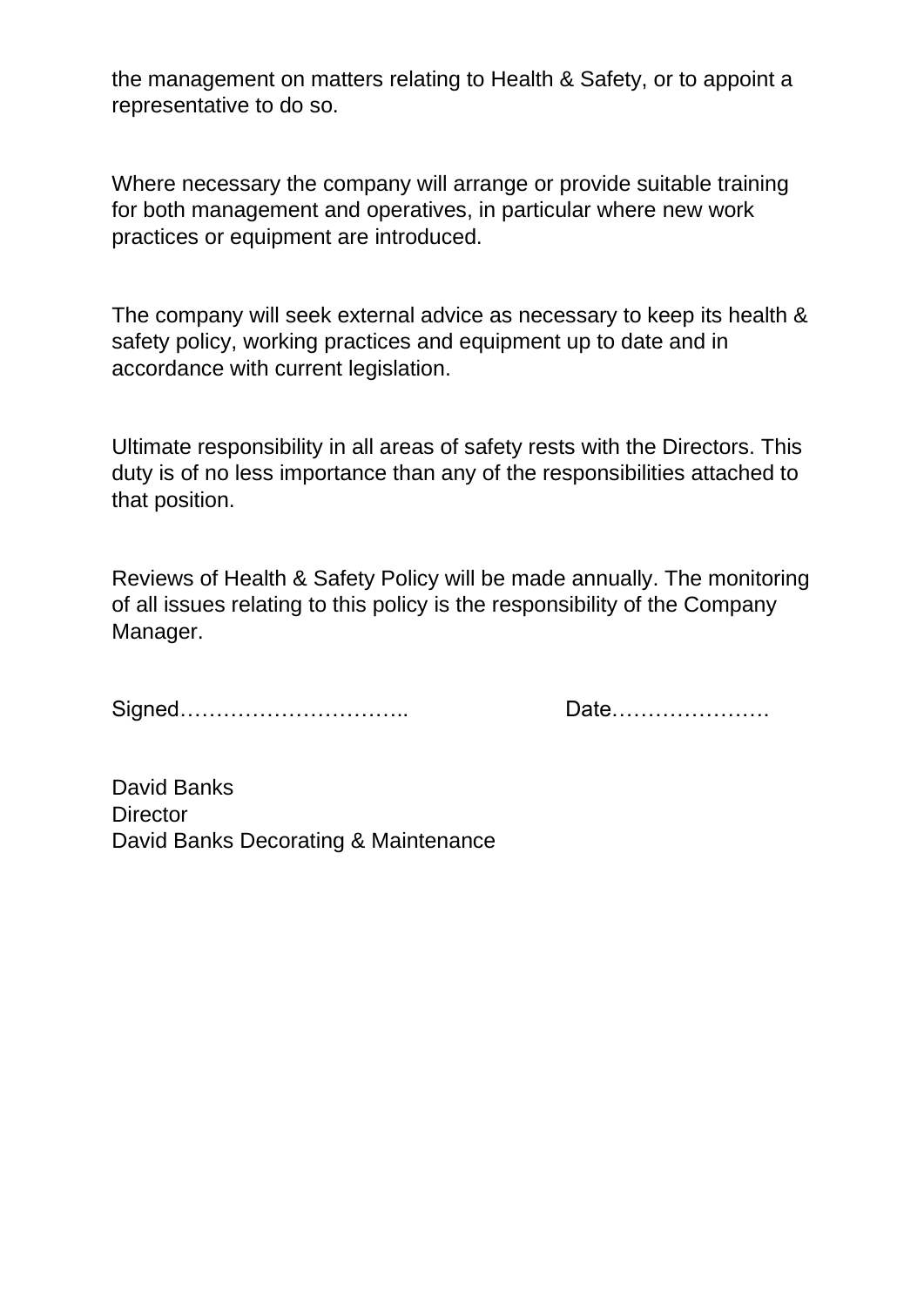the management on matters relating to Health & Safety, or to appoint a representative to do so.

Where necessary the company will arrange or provide suitable training for both management and operatives, in particular where new work practices or equipment are introduced.

The company will seek external advice as necessary to keep its health & safety policy, working practices and equipment up to date and in accordance with current legislation.

Ultimate responsibility in all areas of safety rests with the Directors. This duty is of no less importance than any of the responsibilities attached to that position.

Reviews of Health & Safety Policy will be made annually. The monitoring of all issues relating to this policy is the responsibility of the Company Manager.

Signed………………………….. Date………………….

David Banks
Director
David Banks Decorating & Maintenance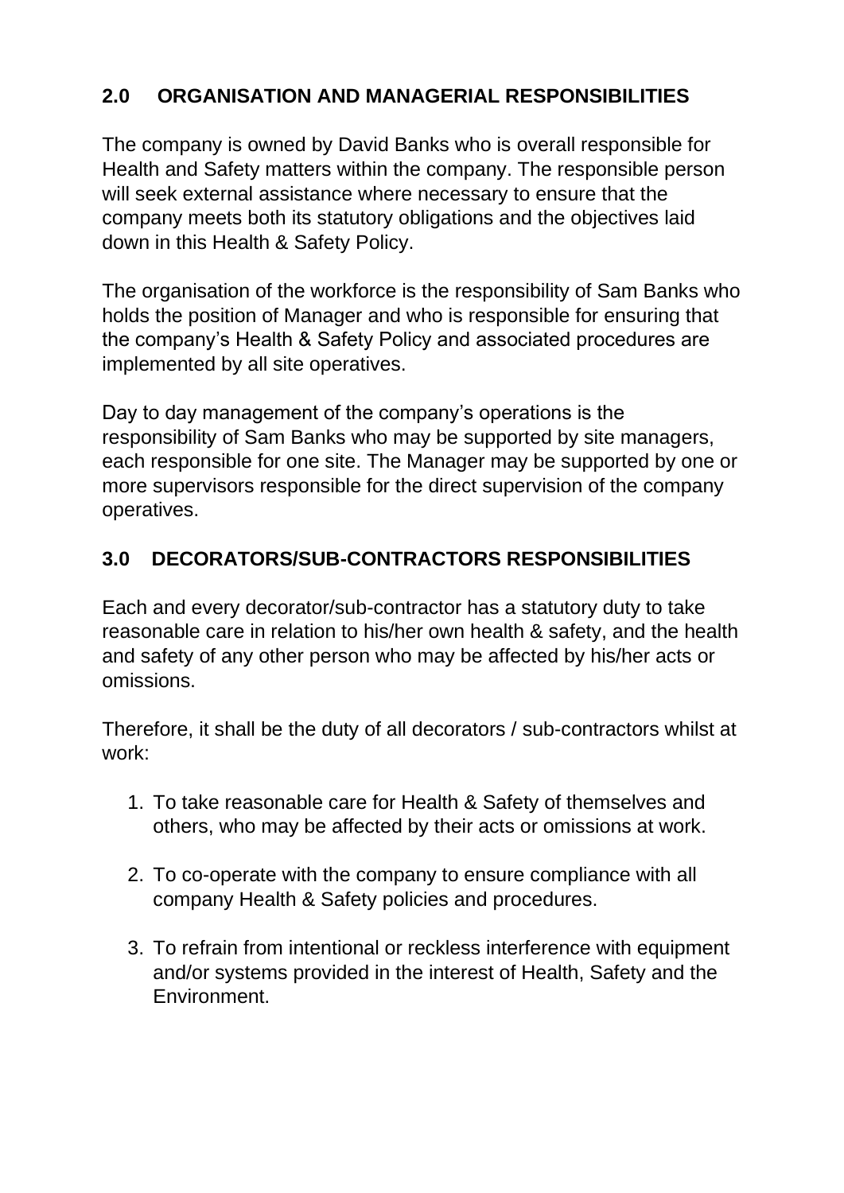## 2.0 ORGANISATION AND MANAGERIAL RESPONSIBILITIES

The company is owned by David Banks who is overall responsible for Health and Safety matters within the company. The responsible person will seek external assistance where necessary to ensure that the company meets both its statutory obligations and the objectives laid down in this Health & Safety Policy.

The organisation of the workforce is the responsibility of Sam Banks who holds the position of Manager and who is responsible for ensuring that the company's Health & Safety Policy and associated procedures are implemented by all site operatives.

Day to day management of the company's operations is the responsibility of Sam Banks who may be supported by site managers, each responsible for one site. The Manager may be supported by one or more supervisors responsible for the direct supervision of the company operatives.

## 3.0 DECORATORS/SUB-CONTRACTORS RESPONSIBILITIES

Each and every decorator/sub-contractor has a statutory duty to take reasonable care in relation to his/her own health & safety, and the health and safety of any other person who may be affected by his/her acts or omissions.

Therefore, it shall be the duty of all decorators / sub-contractors whilst at work:

1. To take reasonable care for Health & Safety of themselves and others, who may be affected by their acts or omissions at work.
2. To co-operate with the company to ensure compliance with all company Health & Safety policies and procedures.
3. To refrain from intentional or reckless interference with equipment and/or systems provided in the interest of Health, Safety and the Environment.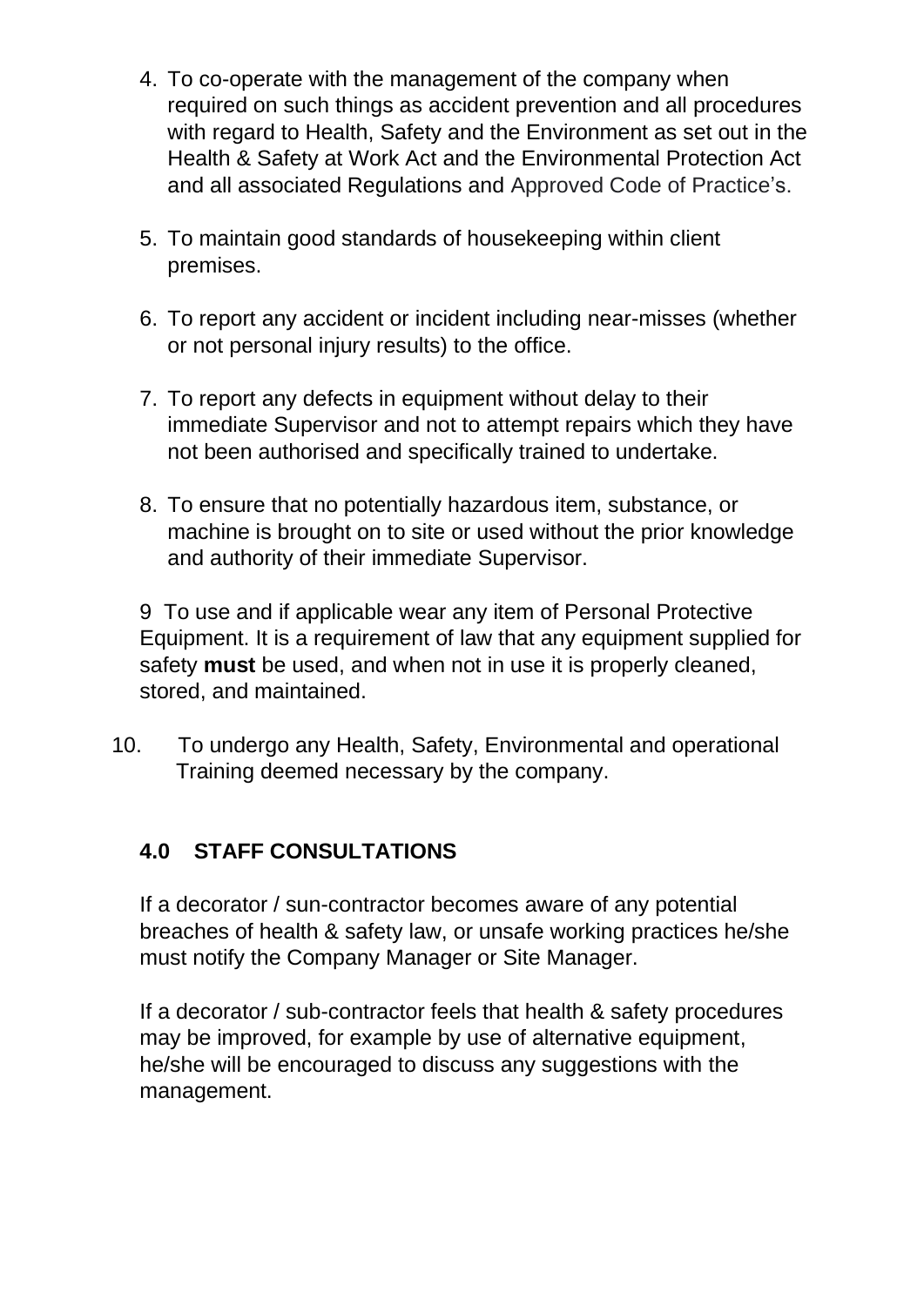4. To co-operate with the management of the company when required on such things as accident prevention and all procedures with regard to Health, Safety and the Environment as set out in the Health & Safety at Work Act and the Environmental Protection Act and all associated Regulations and Approved Code of Practice's.

5. To maintain good standards of housekeeping within client premises.

6. To report any accident or incident including near-misses (whether or not personal injury results) to the office.

7. To report any defects in equipment without delay to their immediate Supervisor and not to attempt repairs which they have not been authorised and specifically trained to undertake.

8. To ensure that no potentially hazardous item, substance, or machine is brought on to site or used without the prior knowledge and authority of their immediate Supervisor.

9 To use and if applicable wear any item of Personal Protective Equipment. It is a requirement of law that any equipment supplied for safety **must** be used, and when not in use it is properly cleaned, stored, and maintained.

10. To undergo any Health, Safety, Environmental and operational Training deemed necessary by the company.

## 4.0 STAFF CONSULTATIONS

If a decorator / sun-contractor becomes aware of any potential breaches of health & safety law, or unsafe working practices he/she must notify the Company Manager or Site Manager.

If a decorator / sub-contractor feels that health & safety procedures may be improved, for example by use of alternative equipment, he/she will be encouraged to discuss any suggestions with the management.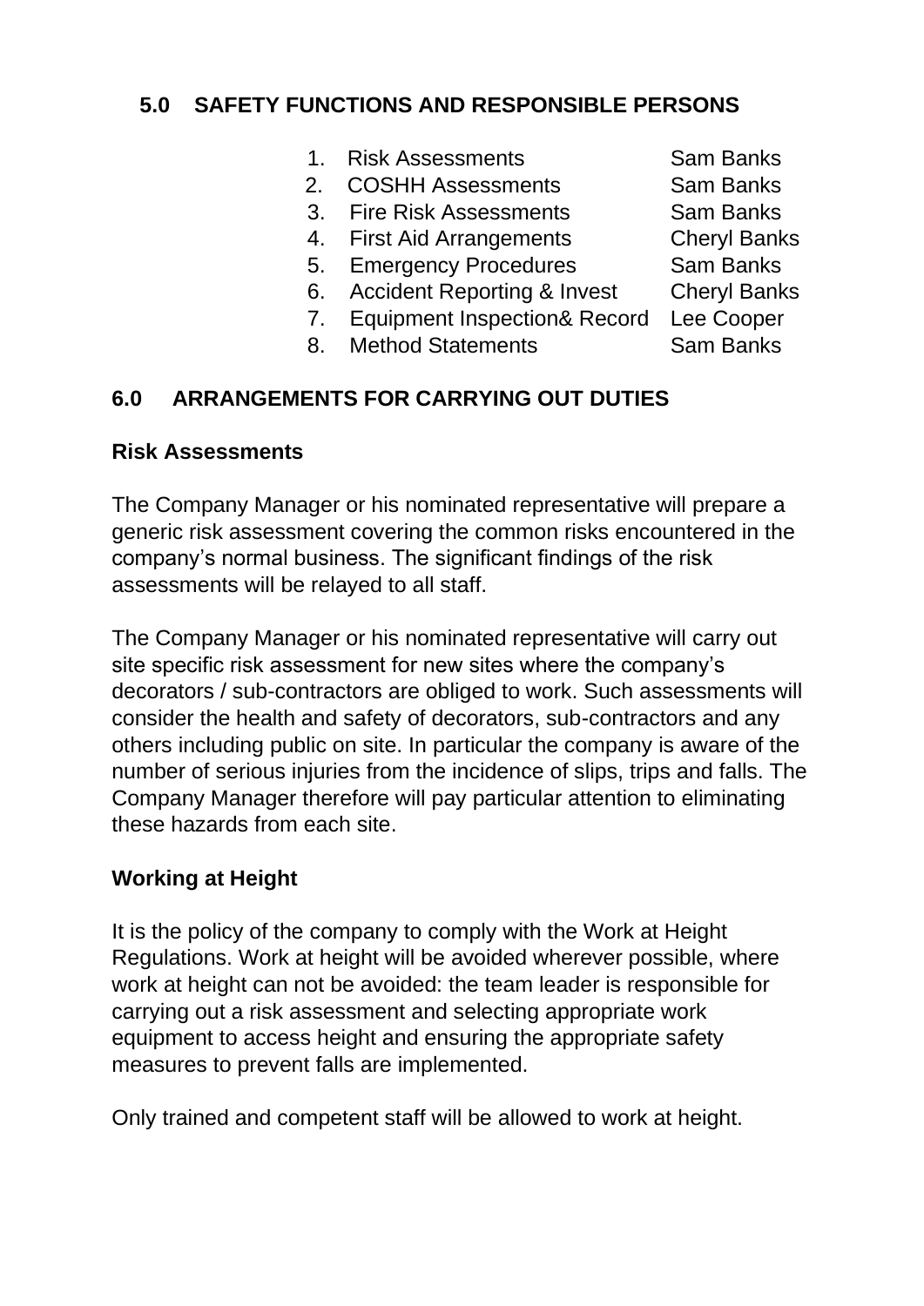## 5.0 SAFETY FUNCTIONS AND RESPONSIBLE PERSONS

1. Risk Assessments — Sam Banks
2. COSHH Assessments — Sam Banks
3. Fire Risk Assessments — Sam Banks
4. First Aid Arrangements — Cheryl Banks
5. Emergency Procedures — Sam Banks
6. Accident Reporting & Invest — Cheryl Banks
7. Equipment Inspection& Record — Lee Cooper
8. Method Statements — Sam Banks

## 6.0 ARRANGEMENTS FOR CARRYING OUT DUTIES

### Risk Assessments

The Company Manager or his nominated representative will prepare a generic risk assessment covering the common risks encountered in the company's normal business. The significant findings of the risk assessments will be relayed to all staff.

The Company Manager or his nominated representative will carry out site specific risk assessment for new sites where the company's decorators / sub-contractors are obliged to work. Such assessments will consider the health and safety of decorators, sub-contractors and any others including public on site. In particular the company is aware of the number of serious injuries from the incidence of slips, trips and falls. The Company Manager therefore will pay particular attention to eliminating these hazards from each site.

### Working at Height

It is the policy of the company to comply with the Work at Height Regulations. Work at height will be avoided wherever possible, where work at height can not be avoided: the team leader is responsible for carrying out a risk assessment and selecting appropriate work equipment to access height and ensuring the appropriate safety measures to prevent falls are implemented.

Only trained and competent staff will be allowed to work at height.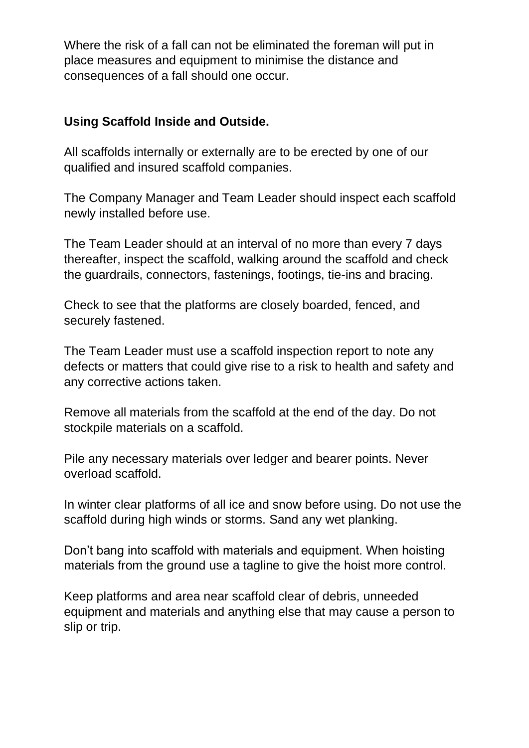Where the risk of a fall can not be eliminated the foreman will put in place measures and equipment to minimise the distance and consequences of a fall should one occur.

**Using Scaffold Inside and Outside.**

All scaffolds internally or externally are to be erected by one of our qualified and insured scaffold companies.

The Company Manager and Team Leader should inspect each scaffold newly installed before use.

The Team Leader should at an interval of no more than every 7 days thereafter, inspect the scaffold, walking around the scaffold and check the guardrails, connectors, fastenings, footings, tie-ins and bracing.

Check to see that the platforms are closely boarded, fenced, and securely fastened.

The Team Leader must use a scaffold inspection report to note any defects or matters that could give rise to a risk to health and safety and any corrective actions taken.

Remove all materials from the scaffold at the end of the day. Do not stockpile materials on a scaffold.

Pile any necessary materials over ledger and bearer points. Never overload scaffold.

In winter clear platforms of all ice and snow before using. Do not use the scaffold during high winds or storms. Sand any wet planking.

Don't bang into scaffold with materials and equipment. When hoisting materials from the ground use a tagline to give the hoist more control.

Keep platforms and area near scaffold clear of debris, unneeded equipment and materials and anything else that may cause a person to slip or trip.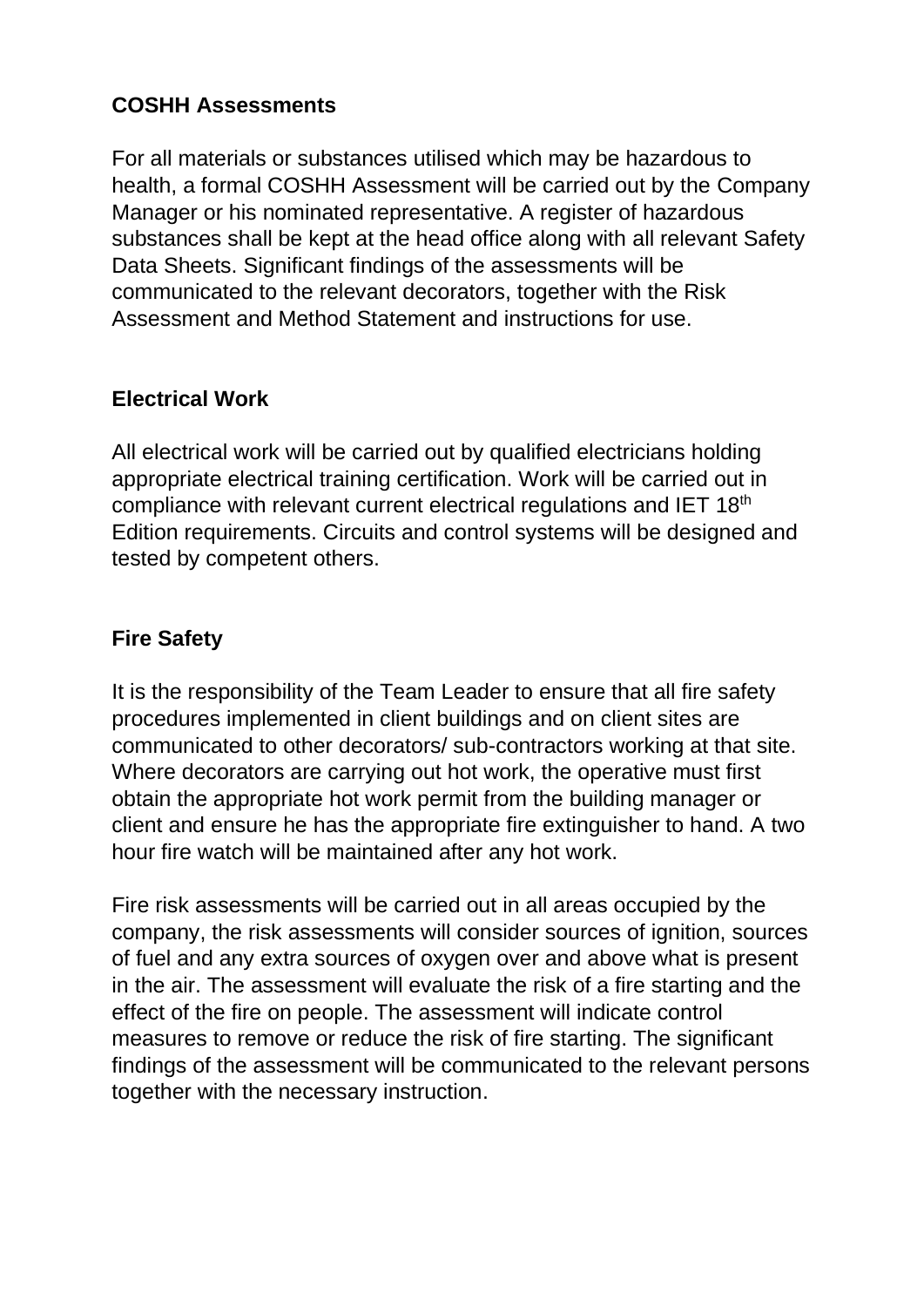## COSHH Assessments

For all materials or substances utilised which may be hazardous to health, a formal COSHH Assessment will be carried out by the Company Manager or his nominated representative. A register of hazardous substances shall be kept at the head office along with all relevant Safety Data Sheets. Significant findings of the assessments will be communicated to the relevant decorators, together with the Risk Assessment and Method Statement and instructions for use.

## Electrical Work

All electrical work will be carried out by qualified electricians holding appropriate electrical training certification. Work will be carried out in compliance with relevant current electrical regulations and IET 18th Edition requirements. Circuits and control systems will be designed and tested by competent others.

## Fire Safety

It is the responsibility of the Team Leader to ensure that all fire safety procedures implemented in client buildings and on client sites are communicated to other decorators/ sub-contractors working at that site. Where decorators are carrying out hot work, the operative must first obtain the appropriate hot work permit from the building manager or client and ensure he has the appropriate fire extinguisher to hand. A two hour fire watch will be maintained after any hot work.

Fire risk assessments will be carried out in all areas occupied by the company, the risk assessments will consider sources of ignition, sources of fuel and any extra sources of oxygen over and above what is present in the air. The assessment will evaluate the risk of a fire starting and the effect of the fire on people. The assessment will indicate control measures to remove or reduce the risk of fire starting. The significant findings of the assessment will be communicated to the relevant persons together with the necessary instruction.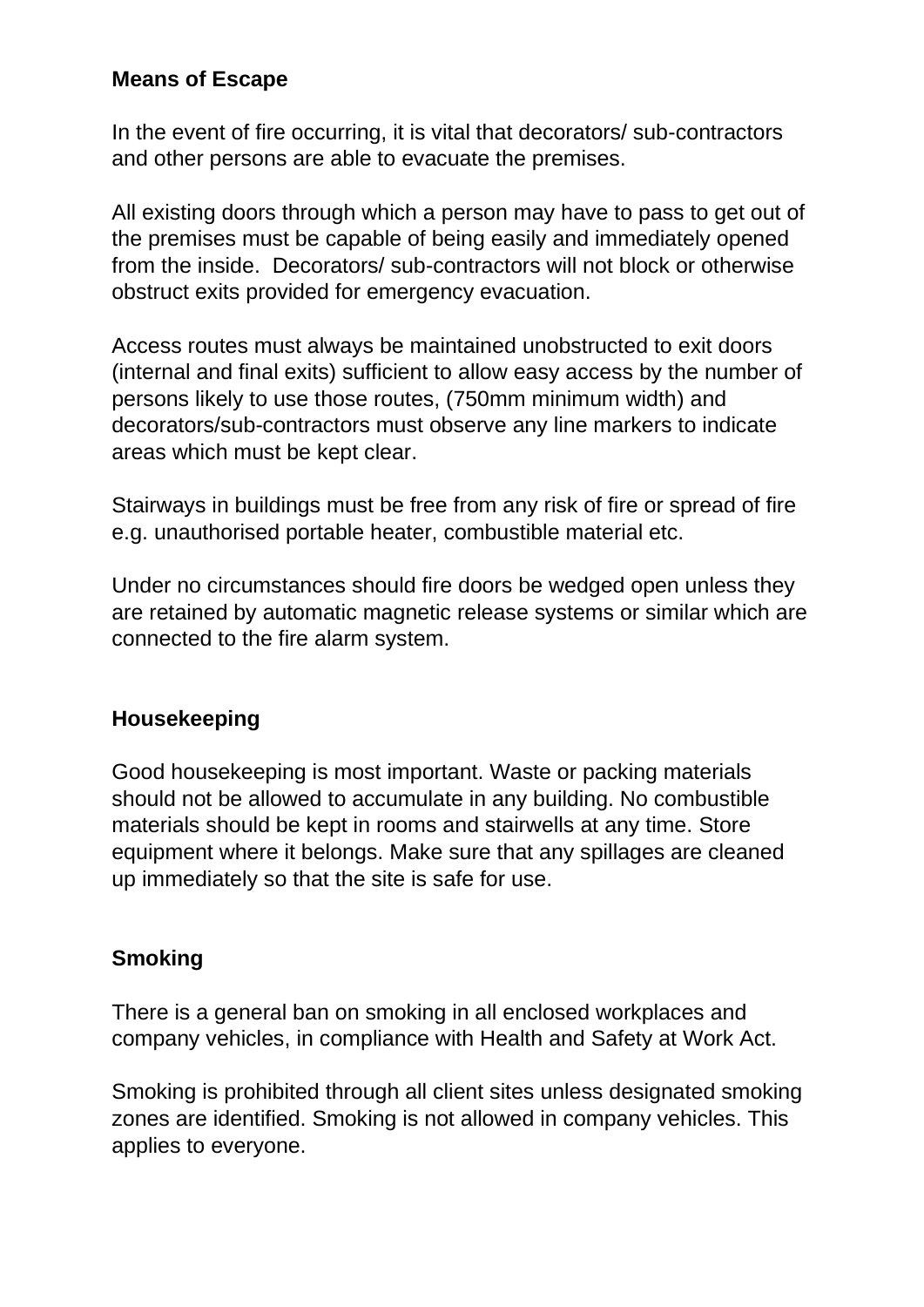**Means of Escape**

In the event of fire occurring, it is vital that decorators/ sub-contractors and other persons are able to evacuate the premises.

All existing doors through which a person may have to pass to get out of the premises must be capable of being easily and immediately opened from the inside. Decorators/ sub-contractors will not block or otherwise obstruct exits provided for emergency evacuation.

Access routes must always be maintained unobstructed to exit doors (internal and final exits) sufficient to allow easy access by the number of persons likely to use those routes, (750mm minimum width) and decorators/sub-contractors must observe any line markers to indicate areas which must be kept clear.

Stairways in buildings must be free from any risk of fire or spread of fire e.g. unauthorised portable heater, combustible material etc.

Under no circumstances should fire doors be wedged open unless they are retained by automatic magnetic release systems or similar which are connected to the fire alarm system.

**Housekeeping**

Good housekeeping is most important. Waste or packing materials should not be allowed to accumulate in any building. No combustible materials should be kept in rooms and stairwells at any time. Store equipment where it belongs. Make sure that any spillages are cleaned up immediately so that the site is safe for use.

**Smoking**

There is a general ban on smoking in all enclosed workplaces and company vehicles, in compliance with Health and Safety at Work Act.

Smoking is prohibited through all client sites unless designated smoking zones are identified. Smoking is not allowed in company vehicles. This applies to everyone.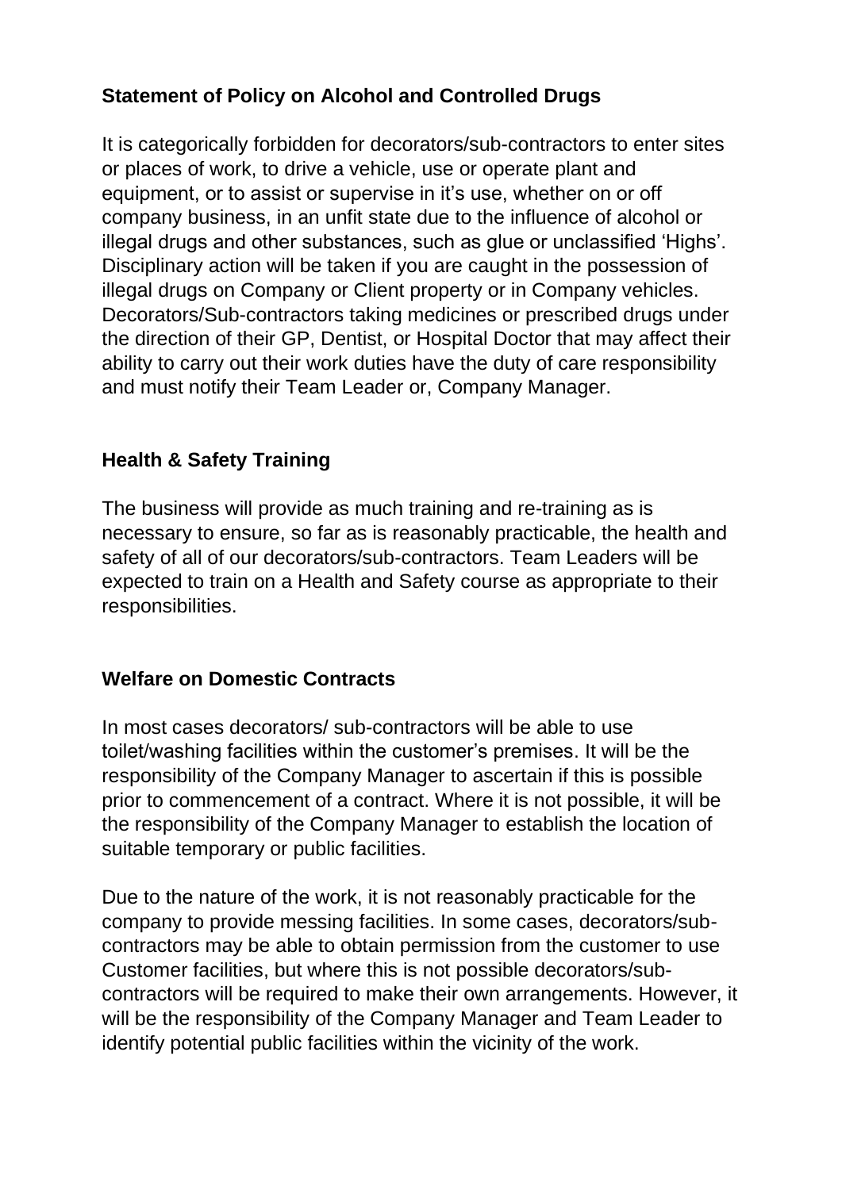**Statement of Policy on Alcohol and Controlled Drugs**

It is categorically forbidden for decorators/sub-contractors to enter sites or places of work, to drive a vehicle, use or operate plant and equipment, or to assist or supervise in it's use, whether on or off company business, in an unfit state due to the influence of alcohol or illegal drugs and other substances, such as glue or unclassified 'Highs'. Disciplinary action will be taken if you are caught in the possession of illegal drugs on Company or Client property or in Company vehicles. Decorators/Sub-contractors taking medicines or prescribed drugs under the direction of their GP, Dentist, or Hospital Doctor that may affect their ability to carry out their work duties have the duty of care responsibility and must notify their Team Leader or, Company Manager.

**Health & Safety Training**

The business will provide as much training and re-training as is necessary to ensure, so far as is reasonably practicable, the health and safety of all of our decorators/sub-contractors. Team Leaders will be expected to train on a Health and Safety course as appropriate to their responsibilities.

**Welfare on Domestic Contracts**

In most cases decorators/ sub-contractors will be able to use toilet/washing facilities within the customer's premises. It will be the responsibility of the Company Manager to ascertain if this is possible prior to commencement of a contract. Where it is not possible, it will be the responsibility of the Company Manager to establish the location of suitable temporary or public facilities.

Due to the nature of the work, it is not reasonably practicable for the company to provide messing facilities. In some cases, decorators/sub-contractors may be able to obtain permission from the customer to use Customer facilities, but where this is not possible decorators/sub-contractors will be required to make their own arrangements. However, it will be the responsibility of the Company Manager and Team Leader to identify potential public facilities within the vicinity of the work.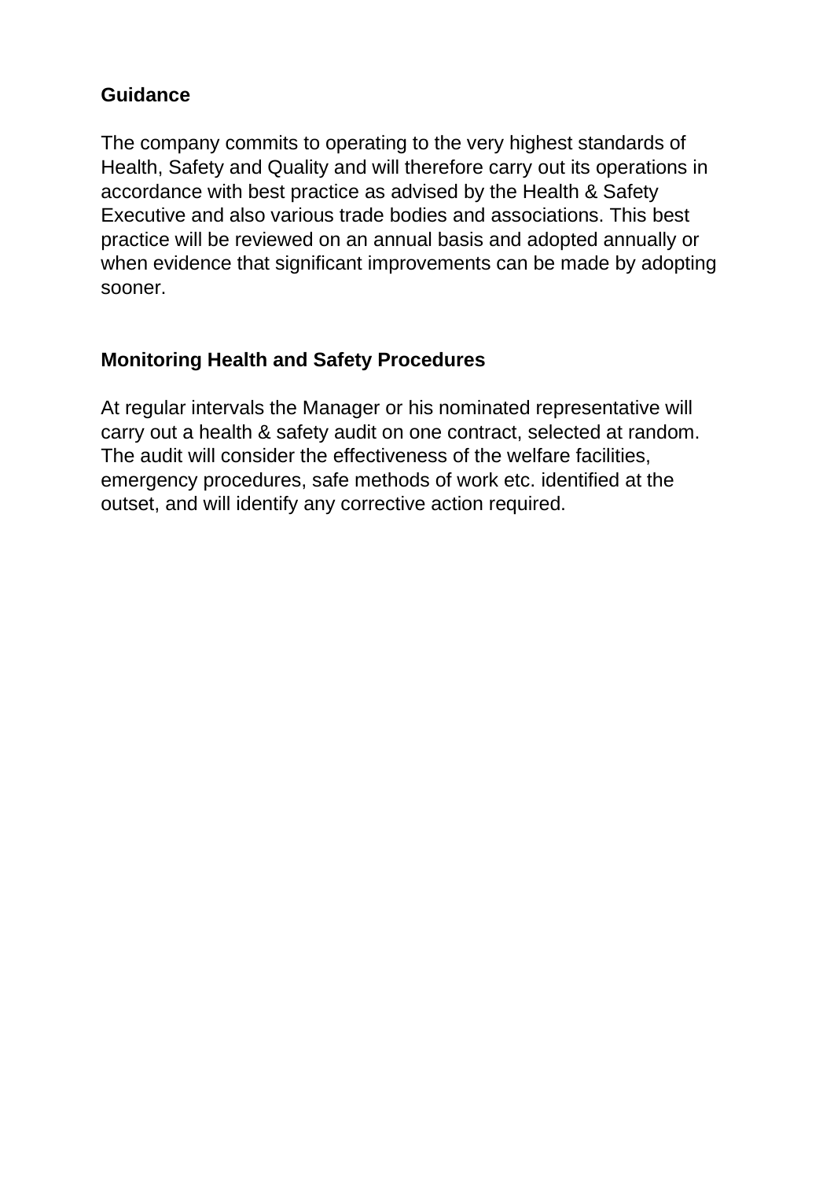**Guidance**

The company commits to operating to the very highest standards of Health, Safety and Quality and will therefore carry out its operations in accordance with best practice as advised by the Health & Safety Executive and also various trade bodies and associations. This best practice will be reviewed on an annual basis and adopted annually or when evidence that significant improvements can be made by adopting sooner.

**Monitoring Health and Safety Procedures**

At regular intervals the Manager or his nominated representative will carry out a health & safety audit on one contract, selected at random. The audit will consider the effectiveness of the welfare facilities, emergency procedures, safe methods of work etc. identified at the outset, and will identify any corrective action required.